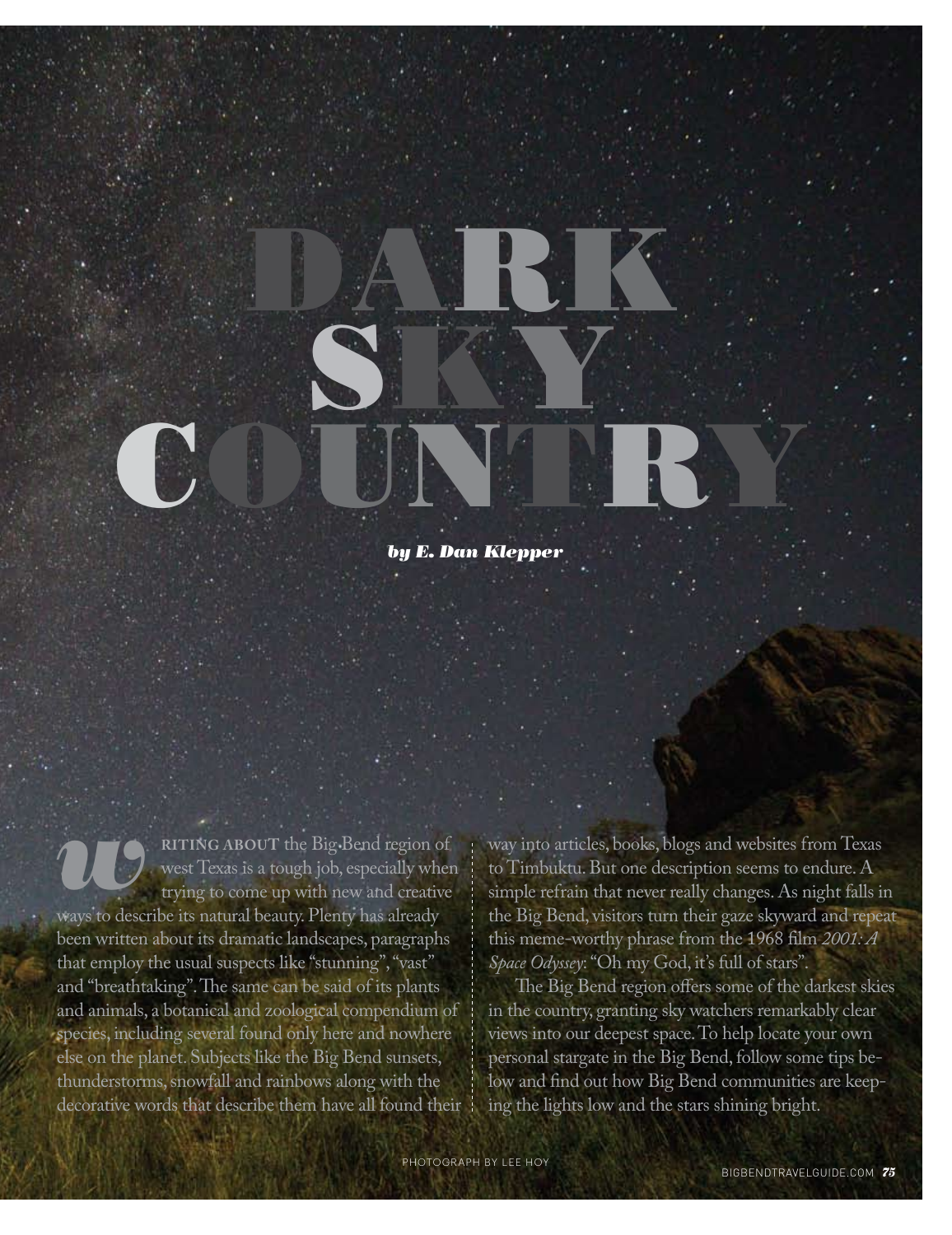# DARK SKY COUNTRY

***by E. Dan Klepper***

**WRITING ABOUT** the Big Bend region of west Texas is a tough job, especially when trying to come up with new and creative ways to describe its natural beauty. Plenty has already been written about its dramatic landscapes, paragraphs that employ the usual suspects like "stunning", "vast" and "breathtaking". The same can be said of its plants and animals, a botanical and zoological compendium of species, including several found only here and nowhere else on the planet. Subjects like the Big Bend sunsets, thunderstorms, snowfall and rainbows along with the decorative words that describe them have all found their way into articles, books, blogs and websites from Texas to Timbuktu. But one description seems to endure. A simple refrain that never really changes. As night falls in the Big Bend, visitors turn their gaze skyward and repeat this meme-worthy phrase from the 1968 film *2001: A Space Odyssey*: "Oh my God, it's full of stars".

The Big Bend region offers some of the darkest skies in the country, granting sky watchers remarkably clear views into our deepest space. To help locate your own personal stargate in the Big Bend, follow some tips below and find out how Big Bend communities are keeping the lights low and the stars shining bright.

PHOTOGRAPH BY LEE HOY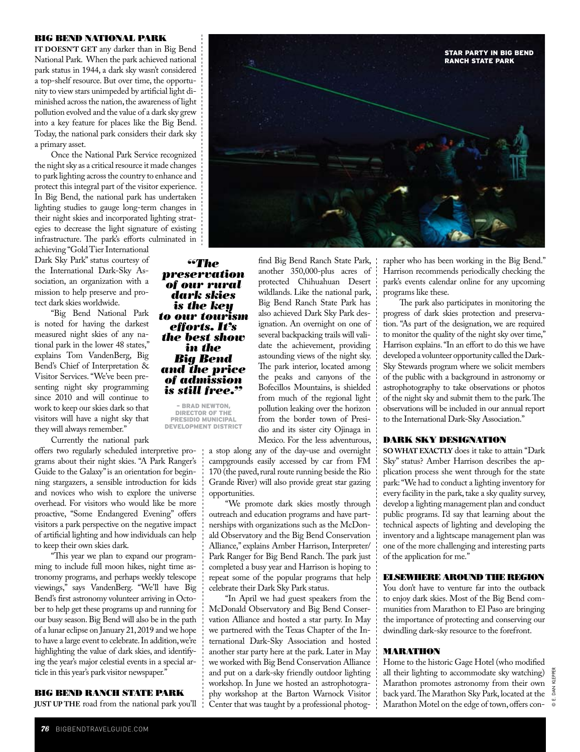## BIG BEND NATIONAL PARK

**IT DOESN'T GET** any darker than in Big Bend National Park. When the park achieved national park status in 1944, a dark sky wasn't considered a top-shelf resource. But over time, the opportunity to view stars unimpeded by artificial light diminished across the nation, the awareness of light pollution evolved and the value of a dark sky grew into a key feature for places like the Big Bend. Today, the national park considers their dark sky a primary asset.

Once the National Park Service recognized the night sky as a critical resource it made changes to park lighting across the country to enhance and protect this integral part of the visitor experience. In Big Bend, the national park has undertaken lighting studies to gauge long-term changes in their night skies and incorporated lighting strategies to decrease the light signature of existing infrastructure. The park's efforts culminated in achieving "Gold Tier International Dark Sky Park" status courtesy of the International Dark-Sky Association, an organization with a mission to help preserve and protect dark skies worldwide.

"Big Bend National Park is noted for having the darkest measured night skies of any national park in the lower 48 states," explains Tom VandenBerg, Big Bend's Chief of Interpretation & Visitor Services. "We've been presenting night sky programming since 2010 and will continue to work to keep our skies dark so that visitors will have a night sky that they will always remember."

Currently the national park offers two regularly scheduled interpretive programs about their night skies. "A Park Ranger's Guide to the Galaxy" is an orientation for beginning stargazers, a sensible introduction for kids and novices who wish to explore the universe overhead. For visitors who would like be more proactive, "Some Endangered Evening" offers visitors a park perspective on the negative impact of artificial lighting and how individuals can help to keep their own skies dark.

"This year we plan to expand our programming to include full moon hikes, night time astronomy programs, and perhaps weekly telescope viewings," says VandenBerg. "We'll have Big Bend's first astronomy volunteer arriving in October to help get these programs up and running for our busy season. Big Bend will also be in the path of a lunar eclipse on January 21, 2019 and we hope to have a large event to celebrate. In addition, we're highlighting the value of dark skies, and identifying the year's major celestial events in a special article in this year's park visitor newspaper."

STAR PARTY IN BIG BEND RANCH STATE PARK

> ***"The preservation of our rural dark skies is the key to our tourism efforts. It's the best show in the Big Bend and the price of admission is still free."***
>
> – BRAD NEWTON, DIRECTOR OF THE PRESIDIO MUNICIPAL DEVELOPMENT DISTRICT

## BIG BEND RANCH STATE PARK

**JUST UP THE** road from the national park you'll find Big Bend Ranch State Park, another 350,000-plus acres of protected Chihuahuan Desert wildlands. Like the national park, Big Bend Ranch State Park has also achieved Dark Sky Park designation. An overnight on one of several backpacking trails will validate the achievement, providing astounding views of the night sky. The park interior, located among the peaks and canyons of the Bofecillos Mountains, is shielded from much of the regional light pollution leaking over the horizon from the border town of Presidio and its sister city Ojinaga in Mexico. For the less adventurous, a stop along any of the day-use and overnight campgrounds easily accessed by car from FM 170 (the paved, rural route running beside the Rio Grande River) will also provide great star gazing opportunities.

"We promote dark skies mostly through outreach and education programs and have partnerships with organizations such as the McDonald Observatory and the Big Bend Conservation Alliance," explains Amber Harrison, Interpreter/Park Ranger for Big Bend Ranch. The park just completed a busy year and Harrison is hoping to repeat some of the popular programs that help celebrate their Dark Sky Park status.

"In April we had guest speakers from the McDonald Observatory and Big Bend Conservation Alliance and hosted a star party. In May we partnered with the Texas Chapter of the International Dark-Sky Association and hosted another star party here at the park. Later in May we worked with Big Bend Conservation Alliance and put on a dark-sky friendly outdoor lighting workshop. In June we hosted an astrophotography workshop at the Barton Warnock Visitor Center that was taught by a professional photographer who has been working in the Big Bend." Harrison recommends periodically checking the park's events calendar online for any upcoming programs like these.

The park also participates in monitoring the progress of dark skies protection and preservation. "As part of the designation, we are required to monitor the quality of the night sky over time," Harrison explains. "In an effort to do this we have developed a volunteer opportunity called the Dark-Sky Stewards program where we solicit members of the public with a background in astronomy or astrophotography to take observations or photos of the night sky and submit them to the park. The observations will be included in our annual report to the International Dark-Sky Association."

## DARK SKY DESIGNATION

**SO WHAT EXACTLY** does it take to attain "Dark Sky" status? Amber Harrison describes the application process she went through for the state park: "We had to conduct a lighting inventory for every facility in the park, take a sky quality survey, develop a lighting management plan and conduct public programs. I'd say that learning about the technical aspects of lighting and developing the inventory and a lightscape management plan was one of the more challenging and interesting parts of the application for me."

## ELSEWHERE AROUND THE REGION

You don't have to venture far into the outback to enjoy dark skies. Most of the Big Bend communities from Marathon to El Paso are bringing the importance of protecting and conserving our dwindling dark-sky resource to the forefront.

## MARATHON

Home to the historic Gage Hotel (who modified all their lighting to accommodate sky watching) Marathon promotes astronomy from their own back yard. The Marathon Sky Park, located at the Marathon Motel on the edge of town, offers con-

© E. DAN KLEPPER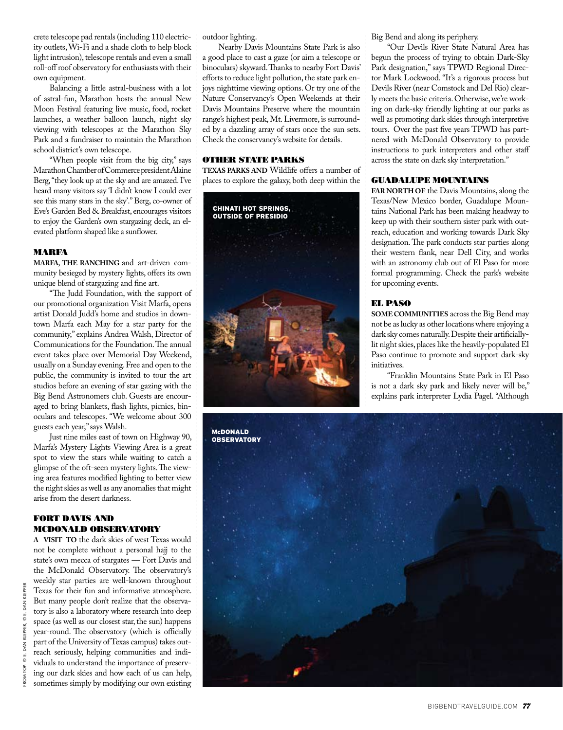crete telescope pad rentals (including 110 electricity outlets, Wi-Fi and a shade cloth to help block light intrusion), telescope rentals and even a small roll-off roof observatory for enthusiasts with their own equipment.

Balancing a little astral-business with a lot of astral-fun, Marathon hosts the annual New Moon Festival featuring live music, food, rocket launches, a weather balloon launch, night sky viewing with telescopes at the Marathon Sky Park and a fundraiser to maintain the Marathon school district's own telescope.

"When people visit from the big city," says Marathon Chamber of Commerce president Alaine Berg, "they look up at the sky and are amazed. I've heard many visitors say 'I didn't know I could ever see this many stars in the sky'." Berg, co-owner of Eve's Garden Bed & Breakfast, encourages visitors to enjoy the Garden's own stargazing deck, an elevated platform shaped like a sunflower.

## MARFA

**MARFA, THE RANCHING** and art-driven community besieged by mystery lights, offers its own unique blend of stargazing and fine art.

"The Judd Foundation, with the support of our promotional organization Visit Marfa, opens artist Donald Judd's home and studios in downtown Marfa each May for a star party for the community," explains Andrea Walsh, Director of Communications for the Foundation. The annual event takes place over Memorial Day Weekend, usually on a Sunday evening. Free and open to the public, the community is invited to tour the art studios before an evening of star gazing with the Big Bend Astronomers club. Guests are encouraged to bring blankets, flash lights, picnics, binoculars and telescopes. "We welcome about 300 guests each year," says Walsh.

Just nine miles east of town on Highway 90, Marfa's Mystery Lights Viewing Area is a great spot to view the stars while waiting to catch a glimpse of the oft-seen mystery lights. The viewing area features modified lighting to better view the night skies as well as any anomalies that might arise from the desert darkness.

## FORT DAVIS AND MCDONALD OBSERVATORY

**A VISIT TO** the dark skies of west Texas would not be complete without a personal hajj to the state's own mecca of stargates — Fort Davis and the McDonald Observatory. The observatory's weekly star parties are well-known throughout Texas for their fun and informative atmosphere. But many people don't realize that the observatory is also a laboratory where research into deep space (as well as our closest star, the sun) happens year-round. The observatory (which is officially part of the University of Texas campus) takes outreach seriously, helping communities and individuals to understand the importance of preserving our dark skies and how each of us can help, sometimes simply by modifying our own existing outdoor lighting.

Nearby Davis Mountains State Park is also a good place to cast a gaze (or aim a telescope or binoculars) skyward. Thanks to nearby Fort Davis' efforts to reduce light pollution, the state park enjoys nighttime viewing options. Or try one of the Nature Conservancy's Open Weekends at their Davis Mountains Preserve where the mountain range's highest peak, Mt. Livermore, is surrounded by a dazzling array of stars once the sun sets. Check the conservancy's website for details.

## OTHER STATE PARKS

**TEXAS PARKS AND** Wildlife offers a number of places to explore the galaxy, both deep within the Big Bend and along its periphery.

"Our Devils River State Natural Area has begun the process of trying to obtain Dark-Sky Park designation," says TPWD Regional Director Mark Lockwood. "It's a rigorous process but Devils River (near Comstock and Del Rio) clearly meets the basic criteria. Otherwise, we're working on dark-sky friendly lighting at our parks as well as promoting dark skies through interpretive tours. Over the past five years TPWD has partnered with McDonald Observatory to provide instructions to park interpreters and other staff across the state on dark sky interpretation."

CHINATI HOT SPRINGS, OUTSIDE OF PRESIDIO

## GUADALUPE MOUNTAINS

**FAR NORTH OF** the Davis Mountains, along the Texas/New Mexico border, Guadalupe Mountains National Park has been making headway to keep up with their southern sister park with outreach, education and working towards Dark Sky designation. The park conducts star parties along their western flank, near Dell City, and works with an astronomy club out of El Paso for more formal programming. Check the park's website for upcoming events.

## EL PASO

**SOME COMMUNITIES** across the Big Bend may not be as lucky as other locations where enjoying a dark sky comes naturally. Despite their artificially-lit night skies, places like the heavily-populated El Paso continue to promote and support dark-sky initiatives.

"Franklin Mountains State Park in El Paso is not a dark sky park and likely never will be," explains park interpreter Lydia Pagel. "Although

McDONALD OBSERVATORY

FROM TOP: © E. DAN KLEPPER, © E. DAN KLEPPER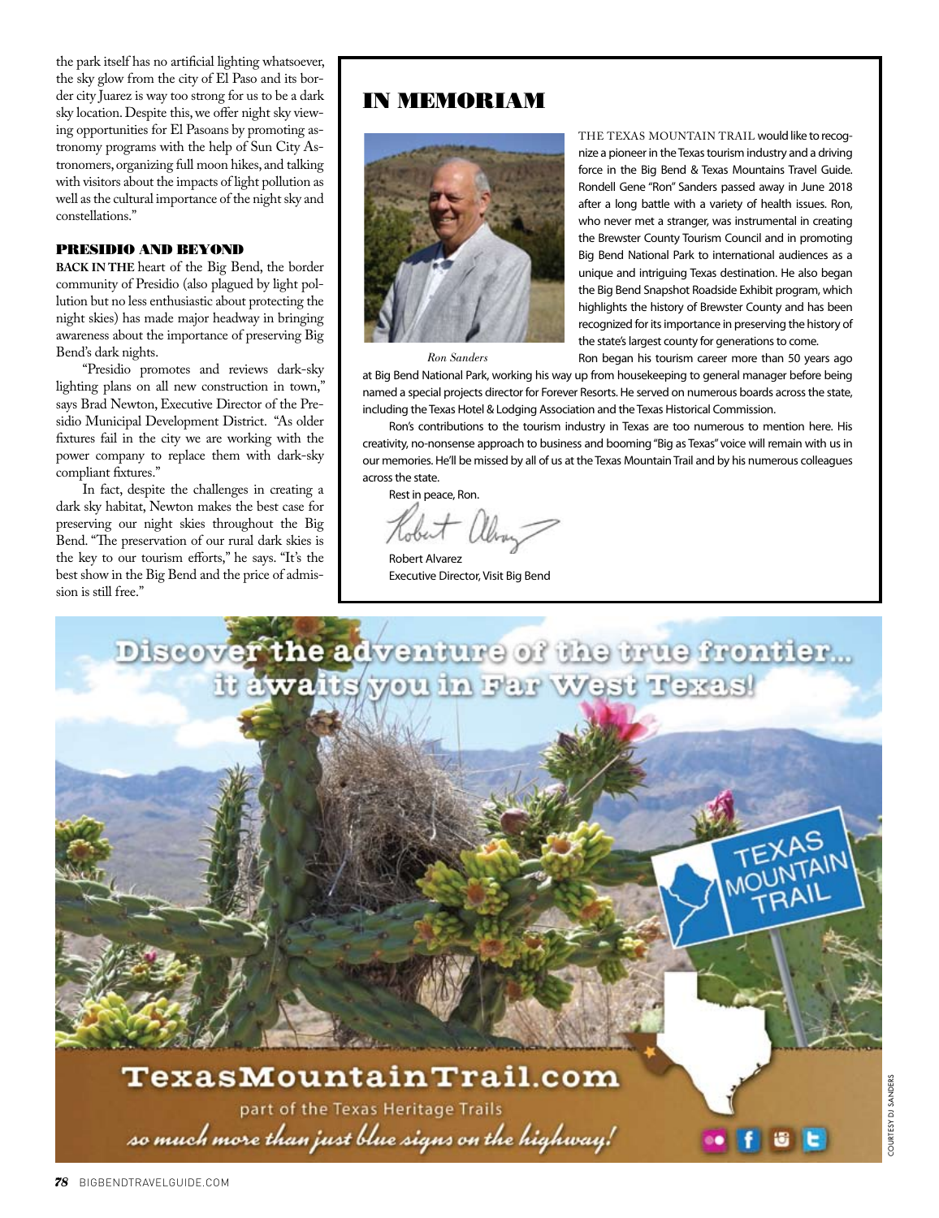the park itself has no artificial lighting whatsoever, the sky glow from the city of El Paso and its border city Juarez is way too strong for us to be a dark sky location. Despite this, we offer night sky viewing opportunities for El Pasoans by promoting astronomy programs with the help of Sun City Astronomers, organizing full moon hikes, and talking with visitors about the impacts of light pollution as well as the cultural importance of the night sky and constellations."

### PRESIDIO AND BEYOND

**BACK IN THE** heart of the Big Bend, the border community of Presidio (also plagued by light pollution but no less enthusiastic about protecting the night skies) has made major headway in bringing awareness about the importance of preserving Big Bend's dark nights.

"Presidio promotes and reviews dark-sky lighting plans on all new construction in town," says Brad Newton, Executive Director of the Presidio Municipal Development District. "As older fixtures fail in the city we are working with the power company to replace them with dark-sky compliant fixtures."

In fact, despite the challenges in creating a dark sky habitat, Newton makes the best case for preserving our night skies throughout the Big Bend. "The preservation of our rural dark skies is the key to our tourism efforts," he says. "It's the best show in the Big Bend and the price of admission is still free."

## IN MEMORIAM

*Ron Sanders*

THE TEXAS MOUNTAIN TRAIL would like to recognize a pioneer in the Texas tourism industry and a driving force in the Big Bend & Texas Mountains Travel Guide. Rondell Gene "Ron" Sanders passed away in June 2018 after a long battle with a variety of health issues. Ron, who never met a stranger, was instrumental in creating the Brewster County Tourism Council and in promoting Big Bend National Park to international audiences as a unique and intriguing Texas destination. He also began the Big Bend Snapshot Roadside Exhibit program, which highlights the history of Brewster County and has been recognized for its importance in preserving the history of the state's largest county for generations to come.

Ron began his tourism career more than 50 years ago at Big Bend National Park, working his way up from housekeeping to general manager before being named a special projects director for Forever Resorts. He served on numerous boards across the state, including the Texas Hotel & Lodging Association and the Texas Historical Commission.

Ron's contributions to the tourism industry in Texas are too numerous to mention here. His creativity, no-nonsense approach to business and booming "Big as Texas" voice will remain with us in our memories. He'll be missed by all of us at the Texas Mountain Trail and by his numerous colleagues across the state.

Rest in peace, Ron.

Robert Alvarez
Executive Director, Visit Big Bend

Discover the adventure of the true frontier... it awaits you in Far West Texas!

TEXAS MOUNTAIN TRAIL

TexasMountainTrail.com

part of the Texas Heritage Trails

*so much more than just blue signs on the highway!*

COURTESY DJ SANDERS